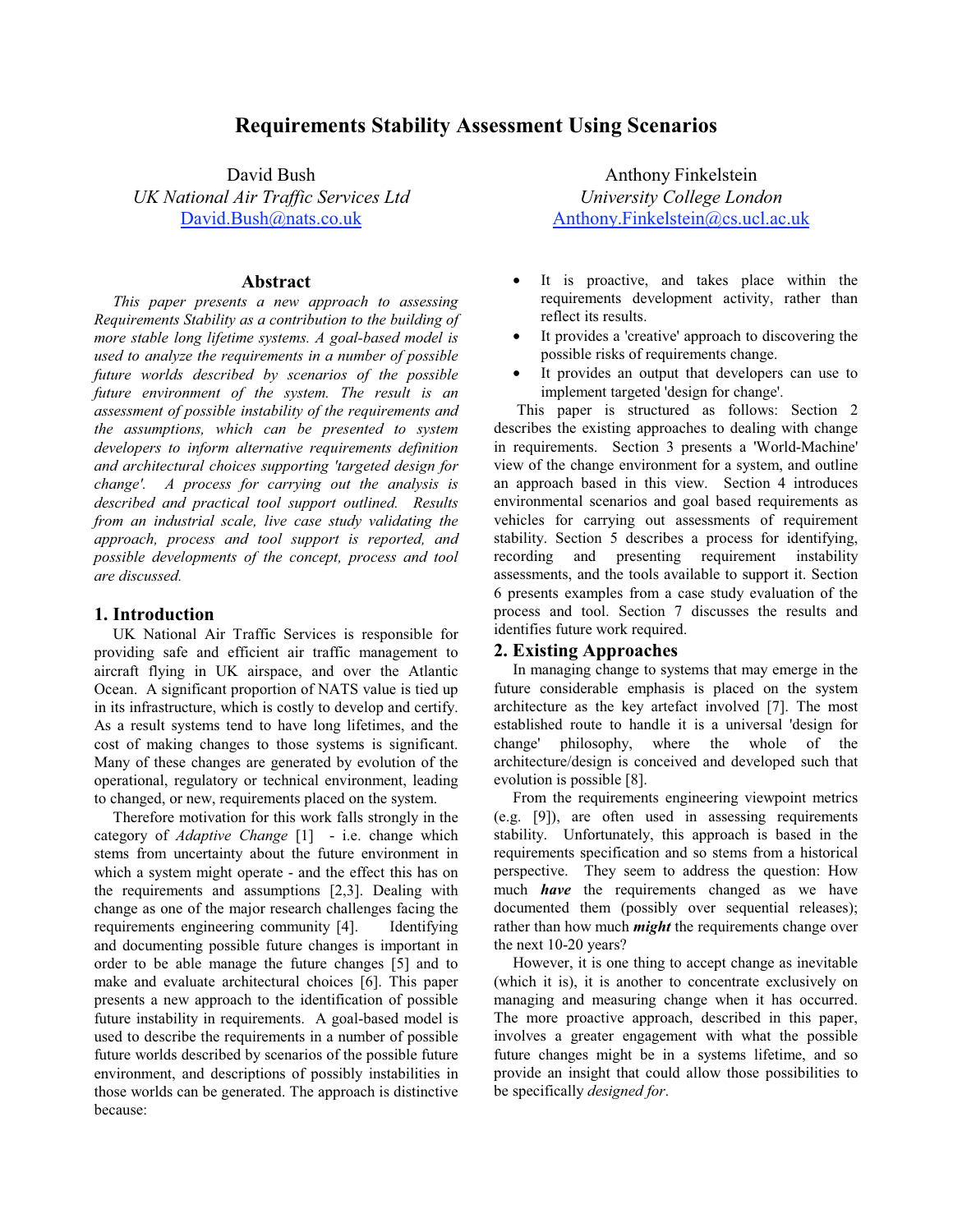# Requirements Stability Assessment Using Scenarios

David Bush
*UK National Air Traffic Services Ltd*
David.Bush@nats.co.uk

Anthony Finkelstein
*University College London*
Anthony.Finkelstein@cs.ucl.ac.uk

## Abstract

*This paper presents a new approach to assessing Requirements Stability as a contribution to the building of more stable long lifetime systems. A goal-based model is used to analyze the requirements in a number of possible future worlds described by scenarios of the possible future environment of the system. The result is an assessment of possible instability of the requirements and the assumptions, which can be presented to system developers to inform alternative requirements definition and architectural choices supporting 'targeted design for change'. A process for carrying out the analysis is described and practical tool support outlined. Results from an industrial scale, live case study validating the approach, process and tool support is reported, and possible developments of the concept, process and tool are discussed.*

## 1. Introduction

UK National Air Traffic Services is responsible for providing safe and efficient air traffic management to aircraft flying in UK airspace, and over the Atlantic Ocean. A significant proportion of NATS value is tied up in its infrastructure, which is costly to develop and certify. As a result systems tend to have long lifetimes, and the cost of making changes to those systems is significant. Many of these changes are generated by evolution of the operational, regulatory or technical environment, leading to changed, or new, requirements placed on the system.

Therefore motivation for this work falls strongly in the category of *Adaptive Change* [1] - i.e. change which stems from uncertainty about the future environment in which a system might operate - and the effect this has on the requirements and assumptions [2,3]. Dealing with change as one of the major research challenges facing the requirements engineering community [4]. Identifying and documenting possible future changes is important in order to be able manage the future changes [5] and to make and evaluate architectural choices [6]. This paper presents a new approach to the identification of possible future instability in requirements. A goal-based model is used to describe the requirements in a number of possible future worlds described by scenarios of the possible future environment, and descriptions of possibly instabilities in those worlds can be generated. The approach is distinctive because:

- It is proactive, and takes place within the requirements development activity, rather than reflect its results.
- It provides a 'creative' approach to discovering the possible risks of requirements change.
- It provides an output that developers can use to implement targeted 'design for change'.

This paper is structured as follows: Section 2 describes the existing approaches to dealing with change in requirements. Section 3 presents a 'World-Machine' view of the change environment for a system, and outline an approach based in this view. Section 4 introduces environmental scenarios and goal based requirements as vehicles for carrying out assessments of requirement stability. Section 5 describes a process for identifying, recording and presenting requirement instability assessments, and the tools available to support it. Section 6 presents examples from a case study evaluation of the process and tool. Section 7 discusses the results and identifies future work required.

## 2. Existing Approaches

In managing change to systems that may emerge in the future considerable emphasis is placed on the system architecture as the key artefact involved [7]. The most established route to handle it is a universal 'design for change' philosophy, where the whole of the architecture/design is conceived and developed such that evolution is possible [8].

From the requirements engineering viewpoint metrics (e.g. [9]), are often used in assessing requirements stability. Unfortunately, this approach is based in the requirements specification and so stems from a historical perspective. They seem to address the question: How much ***have*** the requirements changed as we have documented them (possibly over sequential releases); rather than how much ***might*** the requirements change over the next 10-20 years?

However, it is one thing to accept change as inevitable (which it is), it is another to concentrate exclusively on managing and measuring change when it has occurred. The more proactive approach, described in this paper, involves a greater engagement with what the possible future changes might be in a systems lifetime, and so provide an insight that could allow those possibilities to be specifically *designed for*.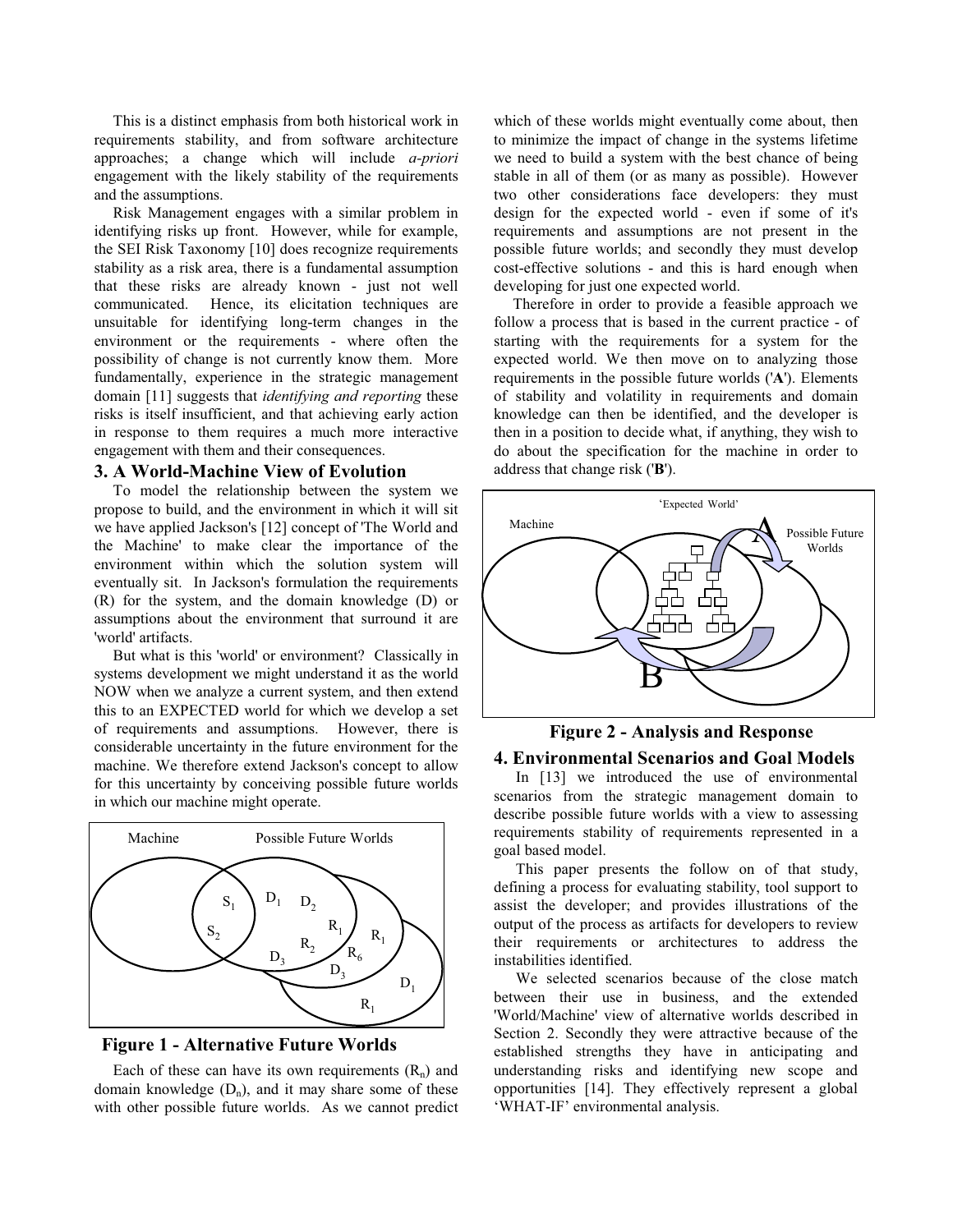This is a distinct emphasis from both historical work in requirements stability, and from software architecture approaches; a change which will include *a-priori* engagement with the likely stability of the requirements and the assumptions.

Risk Management engages with a similar problem in identifying risks up front. However, while for example, the SEI Risk Taxonomy [10] does recognize requirements stability as a risk area, there is a fundamental assumption that these risks are already known - just not well communicated. Hence, its elicitation techniques are unsuitable for identifying long-term changes in the environment or the requirements - where often the possibility of change is not currently know them. More fundamentally, experience in the strategic management domain [11] suggests that *identifying and reporting* these risks is itself insufficient, and that achieving early action in response to them requires a much more interactive engagement with them and their consequences.

## 3. A World-Machine View of Evolution

To model the relationship between the system we propose to build, and the environment in which it will sit we have applied Jackson's [12] concept of 'The World and the Machine' to make clear the importance of the environment within which the solution system will eventually sit. In Jackson's formulation the requirements (R) for the system, and the domain knowledge (D) or assumptions about the environment that surround it are 'world' artifacts.

But what is this 'world' or environment? Classically in systems development we might understand it as the world NOW when we analyze a current system, and then extend this to an EXPECTED world for which we develop a set of requirements and assumptions. However, there is considerable uncertainty in the future environment for the machine. We therefore extend Jackson's concept to allow for this uncertainty by conceiving possible future worlds in which our machine might operate.

Machine

Possible Future Worlds

$S_1$ $D_1$ $D_2$ $S_2$ $R_1$ $R_1$ $R_2$ $D_3$ $R_6$ $D_3$ $D_1$ $R_1$

**Figure 1 - Alternative Future Worlds**

Each of these can have its own requirements ($R_n$) and domain knowledge ($D_n$), and it may share some of these with other possible future worlds. As we cannot predict which of these worlds might eventually come about, then to minimize the impact of change in the systems lifetime we need to build a system with the best chance of being stable in all of them (or as many as possible). However two other considerations face developers: they must design for the expected world - even if some of it's requirements and assumptions are not present in the possible future worlds; and secondly they must develop cost-effective solutions - and this is hard enough when developing for just one expected world.

Therefore in order to provide a feasible approach we follow a process that is based in the current practice - of starting with the requirements for a system for the expected world. We then move on to analyzing those requirements in the possible future worlds ('**A**'). Elements of stability and volatility in requirements and domain knowledge can then be identified, and the developer is then in a position to decide what, if anything, they wish to do about the specification for the machine in order to address that change risk ('**B**').

'Expected World'

Machine

A

Possible Future Worlds

B

**Figure 2 - Analysis and Response**

## 4. Environmental Scenarios and Goal Models

In [13] we introduced the use of environmental scenarios from the strategic management domain to describe possible future worlds with a view to assessing requirements stability of requirements represented in a goal based model.

This paper presents the follow on of that study, defining a process for evaluating stability, tool support to assist the developer; and provides illustrations of the output of the process as artifacts for developers to review their requirements or architectures to address the instabilities identified.

We selected scenarios because of the close match between their use in business, and the extended 'World/Machine' view of alternative worlds described in Section 2. Secondly they were attractive because of the established strengths they have in anticipating and understanding risks and identifying new scope and opportunities [14]. They effectively represent a global 'WHAT-IF' environmental analysis.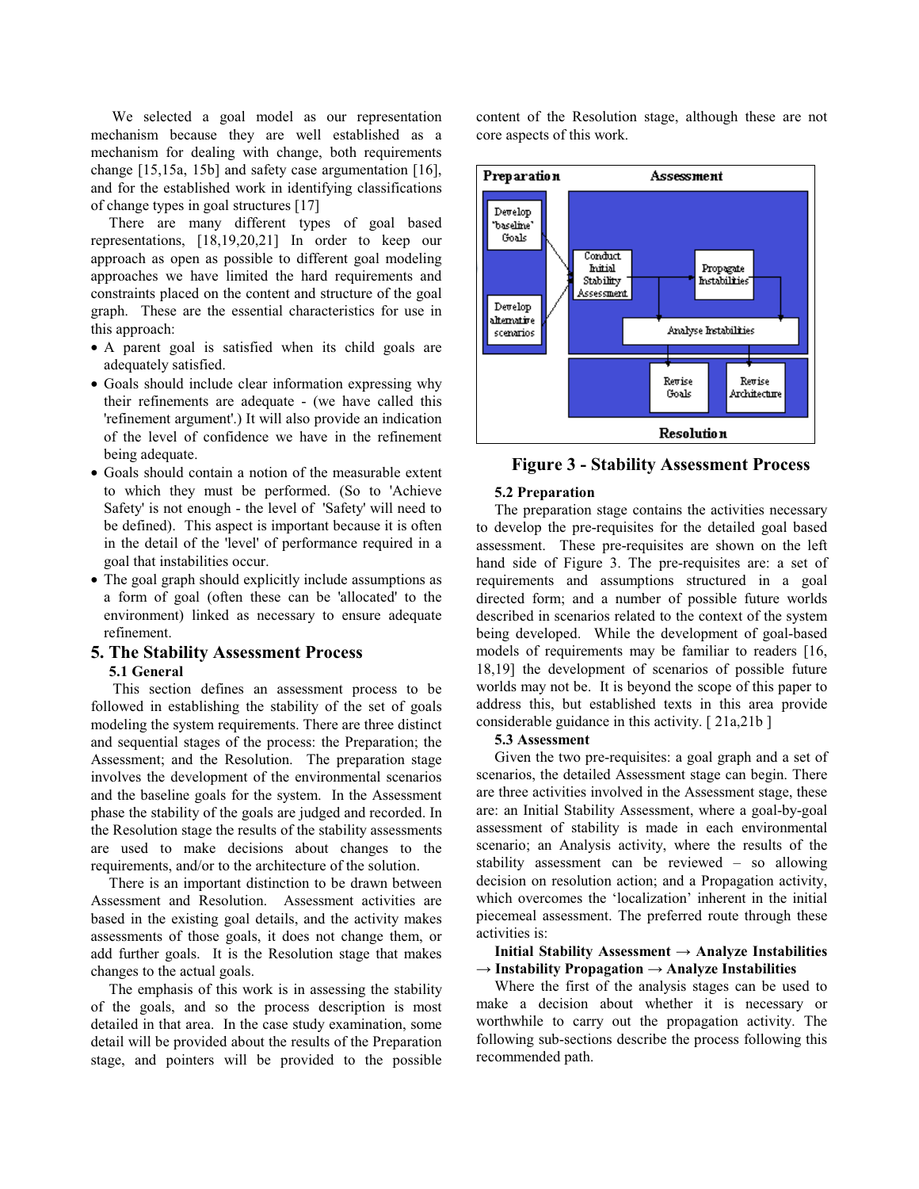We selected a goal model as our representation mechanism because they are well established as a mechanism for dealing with change, both requirements change [15,15a, 15b] and safety case argumentation [16], and for the established work in identifying classifications of change types in goal structures [17]

There are many different types of goal based representations, [18,19,20,21] In order to keep our approach as open as possible to different goal modeling approaches we have limited the hard requirements and constraints placed on the content and structure of the goal graph. These are the essential characteristics for use in this approach:

- A parent goal is satisfied when its child goals are adequately satisfied.
- Goals should include clear information expressing why their refinements are adequate - (we have called this 'refinement argument'.) It will also provide an indication of the level of confidence we have in the refinement being adequate.
- Goals should contain a notion of the measurable extent to which they must be performed. (So to 'Achieve Safety' is not enough - the level of 'Safety' will need to be defined). This aspect is important because it is often in the detail of the 'level' of performance required in a goal that instabilities occur.
- The goal graph should explicitly include assumptions as a form of goal (often these can be 'allocated' to the environment) linked as necessary to ensure adequate refinement.

## 5. The Stability Assessment Process

### 5.1 General

This section defines an assessment process to be followed in establishing the stability of the set of goals modeling the system requirements. There are three distinct and sequential stages of the process: the Preparation; the Assessment; and the Resolution. The preparation stage involves the development of the environmental scenarios and the baseline goals for the system. In the Assessment phase the stability of the goals are judged and recorded. In the Resolution stage the results of the stability assessments are used to make decisions about changes to the requirements, and/or to the architecture of the solution.

There is an important distinction to be drawn between Assessment and Resolution. Assessment activities are based in the existing goal details, and the activity makes assessments of those goals, it does not change them, or add further goals. It is the Resolution stage that makes changes to the actual goals.

The emphasis of this work is in assessing the stability of the goals, and so the process description is most detailed in that area. In the case study examination, some detail will be provided about the results of the Preparation stage, and pointers will be provided to the possible content of the Resolution stage, although these are not core aspects of this work.

Preparation

Assessment

Develop "baseline" Goals

Develop alternative scenarios

Conduct Initial Stability Assessment

Propagate Instabilities

Analyse Instabilities

Revise Goals

Revise Architecture

Resolution

**Figure 3 - Stability Assessment Process**

### 5.2 Preparation

The preparation stage contains the activities necessary to develop the pre-requisites for the detailed goal based assessment. These pre-requisites are shown on the left hand side of Figure 3. The pre-requisites are: a set of requirements and assumptions structured in a goal directed form; and a number of possible future worlds described in scenarios related to the context of the system being developed. While the development of goal-based models of requirements may be familiar to readers [16, 18,19] the development of scenarios of possible future worlds may not be. It is beyond the scope of this paper to address this, but established texts in this area provide considerable guidance in this activity. [ 21a,21b ]

### 5.3 Assessment

Given the two pre-requisites: a goal graph and a set of scenarios, the detailed Assessment stage can begin. There are three activities involved in the Assessment stage, these are: an Initial Stability Assessment, where a goal-by-goal assessment of stability is made in each environmental scenario; an Analysis activity, where the results of the stability assessment can be reviewed – so allowing decision on resolution action; and a Propagation activity, which overcomes the 'localization' inherent in the initial piecemeal assessment. The preferred route through these activities is:

**Initial Stability Assessment → Analyze Instabilities → Instability Propagation → Analyze Instabilities**

Where the first of the analysis stages can be used to make a decision about whether it is necessary or worthwhile to carry out the propagation activity. The following sub-sections describe the process following this recommended path.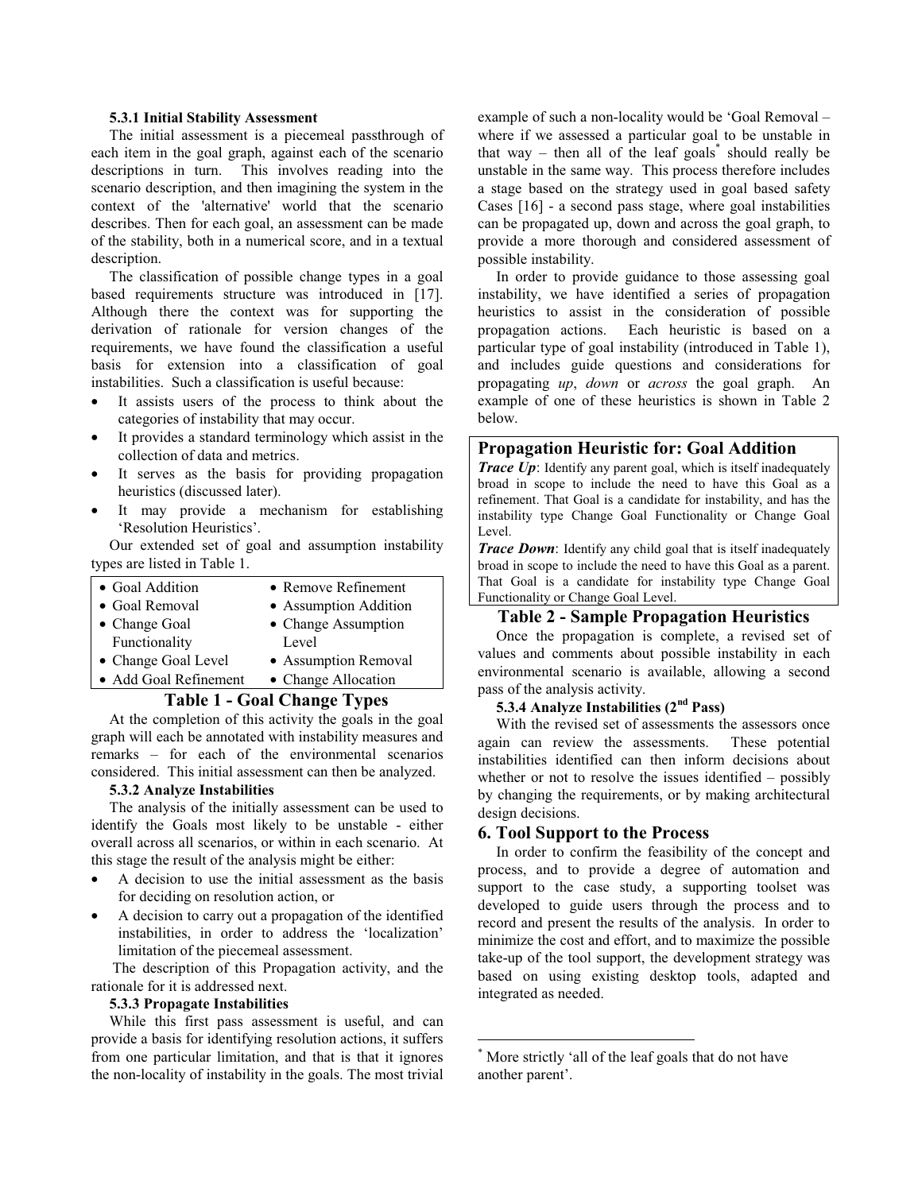#### 5.3.1 Initial Stability Assessment

The initial assessment is a piecemeal passthrough of each item in the goal graph, against each of the scenario descriptions in turn. This involves reading into the scenario description, and then imagining the system in the context of the 'alternative' world that the scenario describes. Then for each goal, an assessment can be made of the stability, both in a numerical score, and in a textual description.

The classification of possible change types in a goal based requirements structure was introduced in [17]. Although there the context was for supporting the derivation of rationale for version changes of the requirements, we have found the classification a useful basis for extension into a classification of goal instabilities. Such a classification is useful because:

- It assists users of the process to think about the categories of instability that may occur.
- It provides a standard terminology which assist in the collection of data and metrics.
- It serves as the basis for providing propagation heuristics (discussed later).
- It may provide a mechanism for establishing 'Resolution Heuristics'.

Our extended set of goal and assumption instability types are listed in Table 1.

| | |
|---|---|
| • Goal Addition | • Remove Refinement |
| • Goal Removal | • Assumption Addition |
| • Change Goal Functionality | • Change Assumption Level |
| • Change Goal Level | • Assumption Removal |
| • Add Goal Refinement | • Change Allocation |

**Table 1 - Goal Change Types**

At the completion of this activity the goals in the goal graph will each be annotated with instability measures and remarks – for each of the environmental scenarios considered. This initial assessment can then be analyzed.

#### 5.3.2 Analyze Instabilities

The analysis of the initially assessment can be used to identify the Goals most likely to be unstable - either overall across all scenarios, or within in each scenario. At this stage the result of the analysis might be either:

- A decision to use the initial assessment as the basis for deciding on resolution action, or
- A decision to carry out a propagation of the identified instabilities, in order to address the 'localization' limitation of the piecemeal assessment.

The description of this Propagation activity, and the rationale for it is addressed next.

#### 5.3.3 Propagate Instabilities

While this first pass assessment is useful, and can provide a basis for identifying resolution actions, it suffers from one particular limitation, and that is that it ignores the non-locality of instability in the goals. The most trivial example of such a non-locality would be 'Goal Removal – where if we assessed a particular goal to be unstable in that way – then all of the leaf goals* should really be unstable in the same way. This process therefore includes a stage based on the strategy used in goal based safety Cases [16] - a second pass stage, where goal instabilities can be propagated up, down and across the goal graph, to provide a more thorough and considered assessment of possible instability.

In order to provide guidance to those assessing goal instability, we have identified a series of propagation heuristics to assist in the consideration of possible propagation actions. Each heuristic is based on a particular type of goal instability (introduced in Table 1), and includes guide questions and considerations for propagating *up*, *down* or *across* the goal graph. An example of one of these heuristics is shown in Table 2 below.

| Propagation Heuristic for: Goal Addition |
|---|
| ***Trace Up***: Identify any parent goal, which is itself inadequately broad in scope to include the need to have this Goal as a refinement. That Goal is a candidate for instability, and has the instability type Change Goal Functionality or Change Goal Level. |
| ***Trace Down***: Identify any child goal that is itself inadequately broad in scope to include the need to have this Goal as a parent. That Goal is a candidate for instability type Change Goal Functionality or Change Goal Level. |

**Table 2 - Sample Propagation Heuristics**

Once the propagation is complete, a revised set of values and comments about possible instability in each environmental scenario is available, allowing a second pass of the analysis activity.

#### 5.3.4 Analyze Instabilities (2nd Pass)

With the revised set of assessments the assessors once again can review the assessments. These potential instabilities identified can then inform decisions about whether or not to resolve the issues identified – possibly by changing the requirements, or by making architectural design decisions.

## 6. Tool Support to the Process

In order to confirm the feasibility of the concept and process, and to provide a degree of automation and support to the case study, a supporting toolset was developed to guide users through the process and to record and present the results of the analysis. In order to minimize the cost and effort, and to maximize the possible take-up of the tool support, the development strategy was based on using existing desktop tools, adapted and integrated as needed.

---

* More strictly 'all of the leaf goals that do not have another parent'.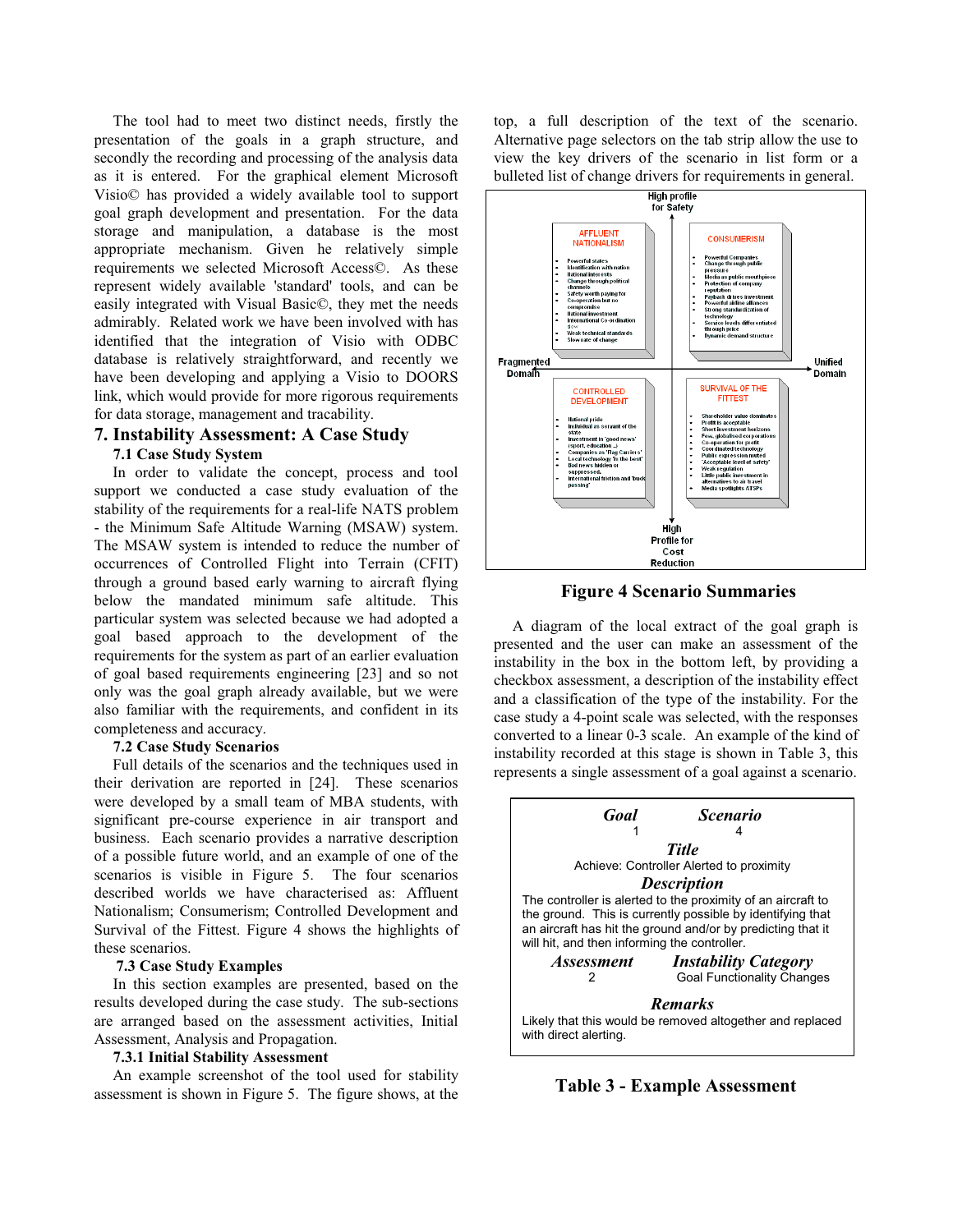The tool had to meet two distinct needs, firstly the presentation of the goals in a graph structure, and secondly the recording and processing of the analysis data as it is entered. For the graphical element Microsoft Visio© has provided a widely available tool to support goal graph development and presentation. For the data storage and manipulation, a database is the most appropriate mechanism. Given he relatively simple requirements we selected Microsoft Access©. As these represent widely available 'standard' tools, and can be easily integrated with Visual Basic©, they met the needs admirably. Related work we have been involved with has identified that the integration of Visio with ODBC database is relatively straightforward, and recently we have been developing and applying a Visio to DOORS link, which would provide for more rigorous requirements for data storage, management and tracability.

## 7. Instability Assessment: A Case Study

### 7.1 Case Study System

In order to validate the concept, process and tool support we conducted a case study evaluation of the stability of the requirements for a real-life NATS problem - the Minimum Safe Altitude Warning (MSAW) system. The MSAW system is intended to reduce the number of occurrences of Controlled Flight into Terrain (CFIT) through a ground based early warning to aircraft flying below the mandated minimum safe altitude. This particular system was selected because we had adopted a goal based approach to the development of the requirements for the system as part of an earlier evaluation of goal based requirements engineering [23] and so not only was the goal graph already available, but we were also familiar with the requirements, and confident in its completeness and accuracy.

### 7.2 Case Study Scenarios

Full details of the scenarios and the techniques used in their derivation are reported in [24]. These scenarios were developed by a small team of MBA students, with significant pre-course experience in air transport and business. Each scenario provides a narrative description of a possible future world, and an example of one of the scenarios is visible in Figure 5. The four scenarios described worlds we have characterised as: Affluent Nationalism; Consumerism; Controlled Development and Survival of the Fittest. Figure 4 shows the highlights of these scenarios.

### 7.3 Case Study Examples

In this section examples are presented, based on the results developed during the case study. The sub-sections are arranged based on the assessment activities, Initial Assessment, Analysis and Propagation.

#### 7.3.1 Initial Stability Assessment

An example screenshot of the tool used for stability assessment is shown in Figure 5. The figure shows, at the top, a full description of the text of the scenario. Alternative page selectors on the tab strip allow the use to view the key drivers of the scenario in list form or a bulleted list of change drivers for requirements in general.

High profile for Safety

AFFLUENT NATIONALISM
- Powerful states
- Identification with nation
- National interests
- Change through political channels
- Safety worth paying for
- Co-operation but no compromise
- National investment
- International Co-ordination slow
- Weak technical standards
- Slow rate of change

CONSUMERISM
- Powerful Companies
- Change through public pressure
- Media as public mouthpiece
- Protection of company reputation
- Payback drives investment
- Powerful airline alliances
- Strong standardization of technology
- Service levels differentiated through price
- Dynamic demand structure

Fragmented Domain

Unified Domain

CONTROLLED DEVELOPMENT
- National pride
- Individual as servant of the state
- Investment in 'good news' (sport, education ...)
- Companies as 'Flag Carriers'
- Local technology 'is the best'
- Bad news hidden or suppressed.
- International friction and 'buck passing'

SURVIVAL OF THE FITTEST
- Shareholder value dominates
- Profit is acceptable
- Short investment horizons
- Few, globalised corporations
- Co-operation for profit
- Coordinated technology
- Public expression muted
- 'Acceptable level of safety'
- Weak regulation
- Little public investment in alternatives to air travel
- Media spotlights ATSPs

High Profile for Cost Reduction

**Figure 4 Scenario Summaries**

A diagram of the local extract of the goal graph is presented and the user can make an assessment of the instability in the box in the bottom left, by providing a checkbox assessment, a description of the instability effect and a classification of the type of the instability. For the case study a 4-point scale was selected, with the responses converted to a linear 0-3 scale. An example of the kind of instability recorded at this stage is shown in Table 3, this represents a single assessment of a goal against a scenario.

| | |
|---|---|
| ***Goal*** 1 | ***Scenario*** 4 |
| ***Title*** Achieve: Controller Alerted to proximity | |
| ***Description*** The controller is alerted to the proximity of an aircraft to the ground. This is currently possible by identifying that an aircraft has hit the ground and/or by predicting that it will hit, and then informing the controller. | |
| ***Assessment*** 2 | ***Instability Category*** Goal Functionality Changes |
| ***Remarks*** Likely that this would be removed altogether and replaced with direct alerting. | |

**Table 3 - Example Assessment**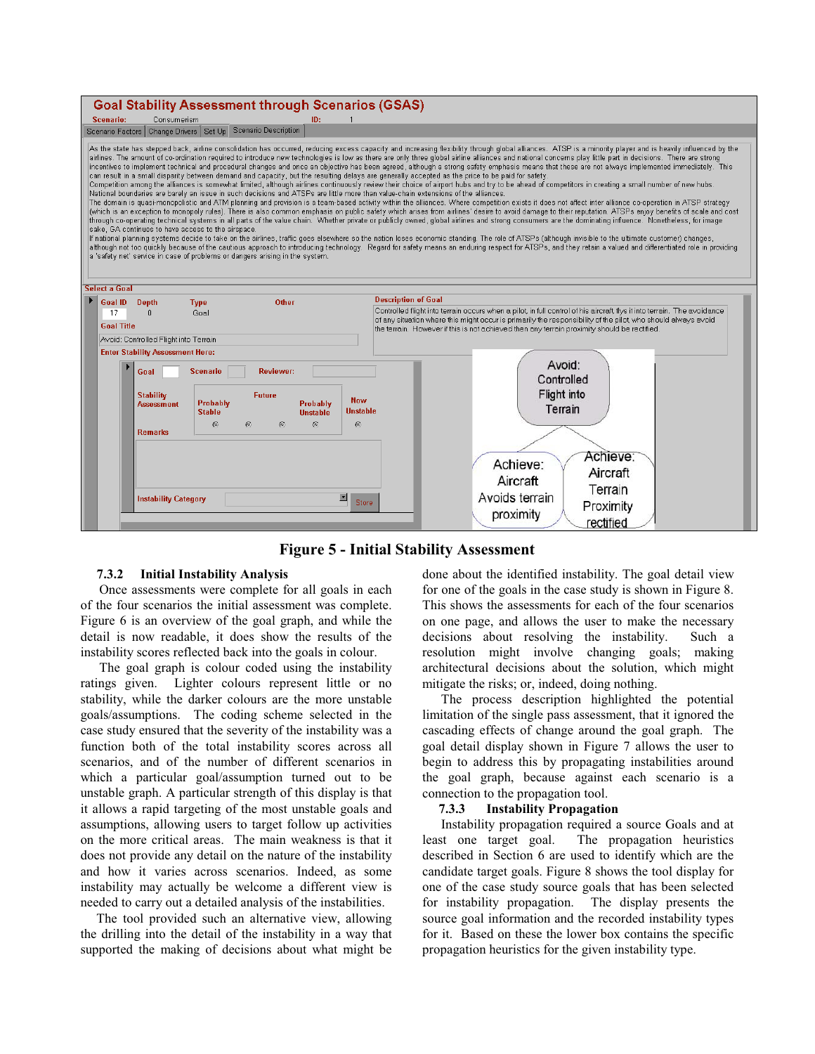Goal Stability Assessment through Scenarios (GSAS)

Scenario: Consumerism ID: 1

Scenario Factors | Change Drivers | Set Up | Scenario Description

As the state has stepped back, airline consolidation has occurred, reducing excess capacity and increasing flexibility through global alliances. ATSP is a minority player and is heavily influenced by the airlines. The amount of co-ordination required to introduce new technologies is low as there are only three global airline alliances and national concerns play little part in decisions. There are strong incentives to implement technical and procedural changes and once an objective has been agreed, although a strong safety emphasis means that these are not always implemented immediately. This can result in a small disparity between demand and capacity, but the resulting delays are generally accepted as the price to be paid for safety.
Competition among the alliances is somewhat limited, although airlines continuously review their choice of airport hubs and try to be ahead of competitors in creating a small number of new hubs. National boundaries are barely an issue in such decisions and ATSPs are little more than value-chain extensions of the alliances.
The domain is quasi-monopolistic and ATM planning and provision is a team-based activity within the alliances. Where competition exists it does not affect inter alliance co-operation in ATSP strategy (which is an exception to monopoly rules). There is also common emphasis on public safety which arises from airlines' desire to avoid damage to their reputation. ATSPs enjoy benefits of scale and cost through co-operating technical systems in all parts of the value chain. Whether private or publicly owned, global airlines and strong consumers are the dominating influence. Nonetheless, for image sake, GA continues to have access to the airspace.
If national planning systems decide to take on the airlines, traffic goes elsewhere so the nation loses economic standing. The role of ATSPs (although invisible to the ultimate customer) changes, although not too quickly because of the cautious approach to introducing technology. Regard for safety means an enduring respect for ATSPs, and they retain a valued and differentiated role in providing a 'safety net' service in case of problems or dangers arising in the system.

Select a Goal

Goal ID: 17 Depth: 0 Type: Goal Other

Goal Title: Avoid: Controlled Flight into Terrain

Description of Goal: Controlled flight into terrain occurs when a pilot, in full control of his aircraft, flys it into terrain. The avoidance of any situation where this might occur is primarily the responsibility of the pilot who should always avoid the terrain. However if this is not achieved then any terrain proximity should be rectified.

Enter Stability Assessment Here:

Goal | Scenario | Reviewer:

Stability Assessment | Probably Stable | Future | Probably Unstable | Now Unstable

Remarks

Instability Category | Store

Avoid: Controlled Flight into Terrain

Achieve: Aircraft Avoids terrain proximity

Achieve: Aircraft Terrain Proximity rectified

**Figure 5 - Initial Stability Assessment**

### 7.3.2 Initial Instability Analysis

Once assessments were complete for all goals in each of the four scenarios the initial assessment was complete. Figure 6 is an overview of the goal graph, and while the detail is now readable, it does show the results of the instability scores reflected back into the goals in colour.

The goal graph is colour coded using the instability ratings given. Lighter colours represent little or no stability, while the darker colours are the more unstable goals/assumptions. The coding scheme selected in the case study ensured that the severity of the instability was a function both of the total instability scores across all scenarios, and of the number of different scenarios in which a particular goal/assumption turned out to be unstable graph. A particular strength of this display is that it allows a rapid targeting of the most unstable goals and assumptions, allowing users to target follow up activities on the more critical areas. The main weakness is that it does not provide any detail on the nature of the instability and how it varies across scenarios. Indeed, as some instability may actually be welcome a different view is needed to carry out a detailed analysis of the instabilities.

The tool provided such an alternative view, allowing the drilling into the detail of the instability in a way that supported the making of decisions about what might be done about the identified instability. The goal detail view for one of the goals in the case study is shown in Figure 8. This shows the assessments for each of the four scenarios on one page, and allows the user to make the necessary decisions about resolving the instability. Such a resolution might involve changing goals; making architectural decisions about the solution, which might mitigate the risks; or, indeed, doing nothing.

The process description highlighted the potential limitation of the single pass assessment, that it ignored the cascading effects of change around the goal graph. The goal detail display shown in Figure 7 allows the user to begin to address this by propagating instabilities around the goal graph, because against each scenario is a connection to the propagation tool.

### 7.3.3 Instability Propagation

Instability propagation required a source Goals and at least one target goal. The propagation heuristics described in Section 6 are used to identify which are the candidate target goals. Figure 8 shows the tool display for one of the case study source goals that has been selected for instability propagation. The display presents the source goal information and the recorded instability types for it. Based on these the lower box contains the specific propagation heuristics for the given instability type.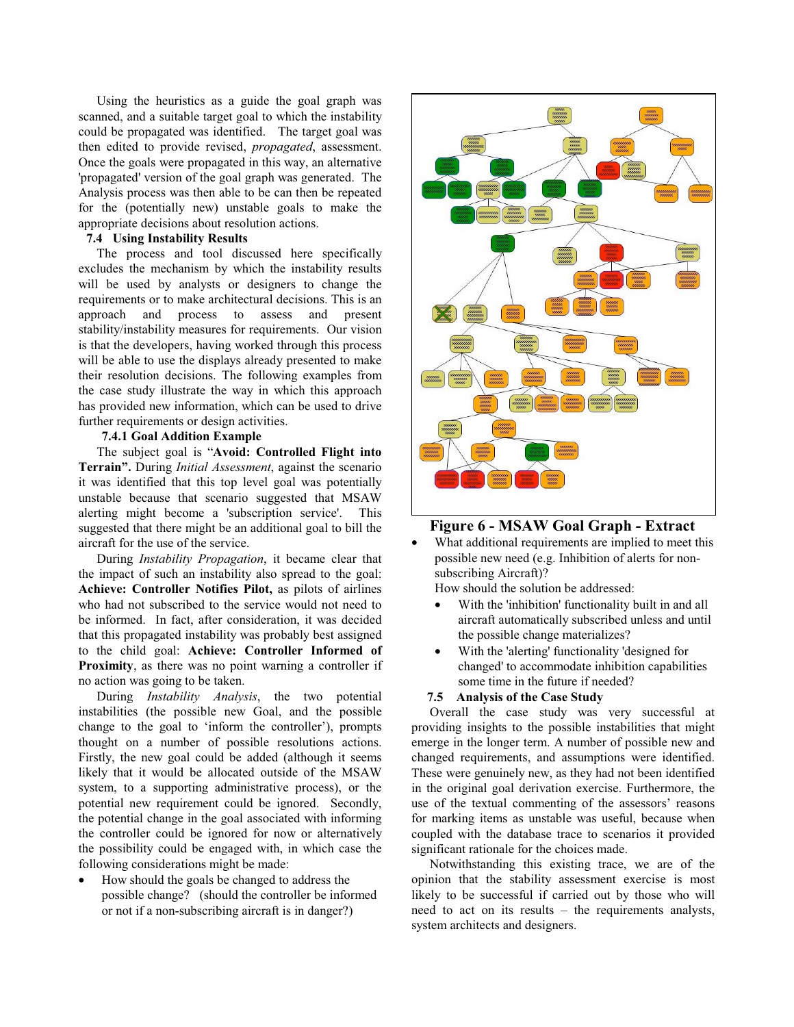Using the heuristics as a guide the goal graph was scanned, and a suitable target goal to which the instability could be propagated was identified. The target goal was then edited to provide revised, *propagated*, assessment. Once the goals were propagated in this way, an alternative 'propagated' version of the goal graph was generated. The Analysis process was then able to be can then be repeated for the (potentially new) unstable goals to make the appropriate decisions about resolution actions.

### 7.4 Using Instability Results

The process and tool discussed here specifically excludes the mechanism by which the instability results will be used by analysts or designers to change the requirements or to make architectural decisions. This is an approach and process to assess and present stability/instability measures for requirements. Our vision is that the developers, having worked through this process will be able to use the displays already presented to make their resolution decisions. The following examples from the case study illustrate the way in which this approach has provided new information, which can be used to drive further requirements or design activities.

#### 7.4.1 Goal Addition Example

The subject goal is "**Avoid: Controlled Flight into Terrain".** During *Initial Assessment*, against the scenario it was identified that this top level goal was potentially unstable because that scenario suggested that MSAW alerting might become a 'subscription service'. This suggested that there might be an additional goal to bill the aircraft for the use of the service.

During *Instability Propagation*, it became clear that the impact of such an instability also spread to the goal: **Achieve: Controller Notifies Pilot,** as pilots of airlines who had not subscribed to the service would not need to be informed. In fact, after consideration, it was decided that this propagated instability was probably best assigned to the child goal: **Achieve: Controller Informed of Proximity**, as there was no point warning a controller if no action was going to be taken.

During *Instability Analysis*, the two potential instabilities (the possible new Goal, and the possible change to the goal to 'inform the controller'), prompts thought on a number of possible resolutions actions. Firstly, the new goal could be added (although it seems likely that it would be allocated outside of the MSAW system, to a supporting administrative process), or the potential new requirement could be ignored. Secondly, the potential change in the goal associated with informing the controller could be ignored for now or alternatively the possibility could be engaged with, in which case the following considerations might be made:

- How should the goals be changed to address the possible change? (should the controller be informed or not if a non-subscribing aircraft is in danger?)

**Figure 6 - MSAW Goal Graph - Extract**

- What additional requirements are implied to meet this possible new need (e.g. Inhibition of alerts for non-subscribing Aircraft)?

  How should the solution be addressed:

  - With the 'inhibition' functionality built in and all aircraft automatically subscribed unless and until the possible change materializes?
  - With the 'alerting' functionality 'designed for changed' to accommodate inhibition capabilities some time in the future if needed?

### 7.5 Analysis of the Case Study

Overall the case study was very successful at providing insights to the possible instabilities that might emerge in the longer term. A number of possible new and changed requirements, and assumptions were identified. These were genuinely new, as they had not been identified in the original goal derivation exercise. Furthermore, the use of the textual commenting of the assessors' reasons for marking items as unstable was useful, because when coupled with the database trace to scenarios it provided significant rationale for the choices made.

Notwithstanding this existing trace, we are of the opinion that the stability assessment exercise is most likely to be successful if carried out by those who will need to act on its results – the requirements analysts, system architects and designers.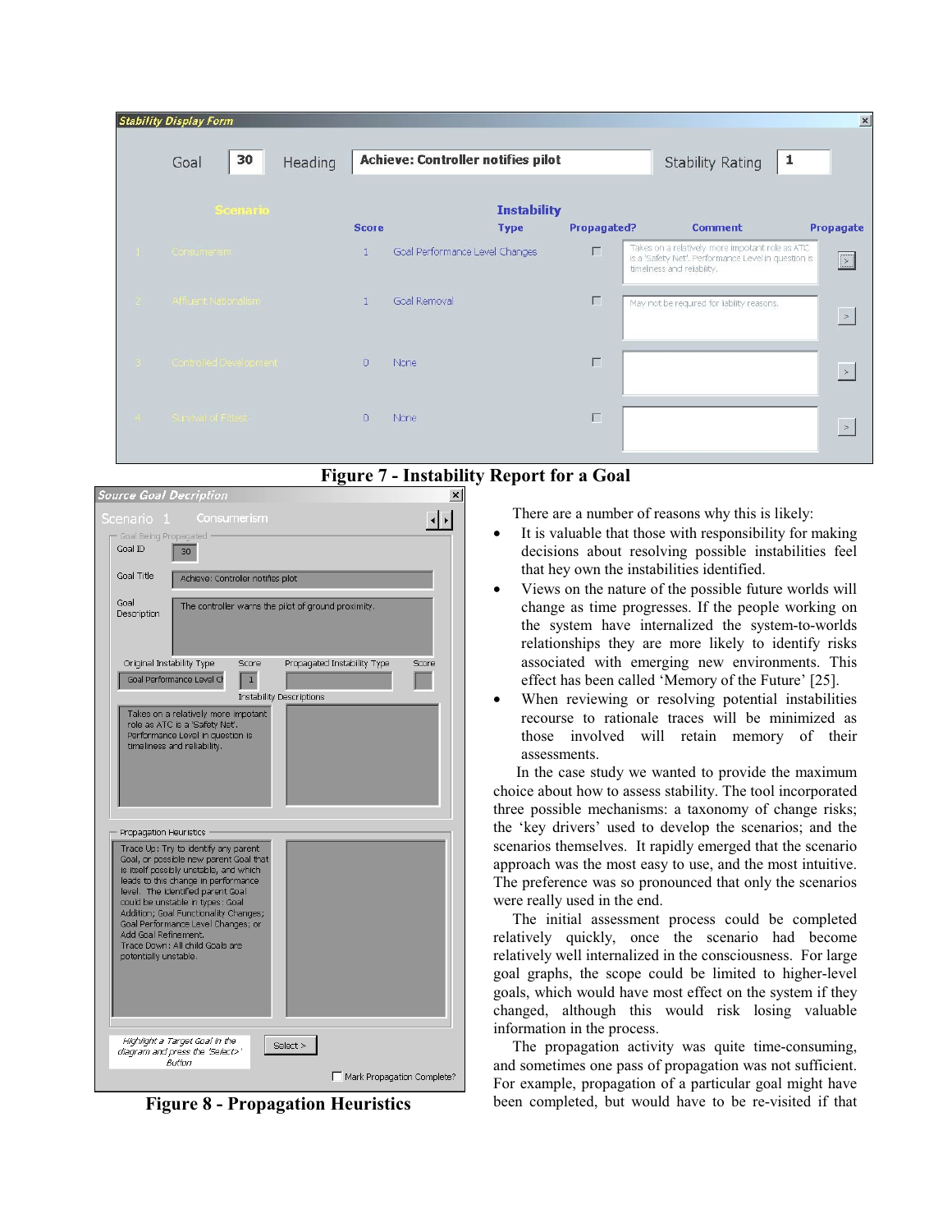Figure 7 - Instability Report for a Goal

Figure 8 - Propagation Heuristics

There are a number of reasons why this is likely:

- It is valuable that those with responsibility for making decisions about resolving possible instabilities feel that hey own the instabilities identified.
- Views on the nature of the possible future worlds will change as time progresses. If the people working on the system have internalized the system-to-worlds relationships they are more likely to identify risks associated with emerging new environments. This effect has been called 'Memory of the Future' [25].
- When reviewing or resolving potential instabilities recourse to rationale traces will be minimized as those involved will retain memory of their assessments.

In the case study we wanted to provide the maximum choice about how to assess stability. The tool incorporated three possible mechanisms: a taxonomy of change risks; the 'key drivers' used to develop the scenarios; and the scenarios themselves. It rapidly emerged that the scenario approach was the most easy to use, and the most intuitive. The preference was so pronounced that only the scenarios were really used in the end.

The initial assessment process could be completed relatively quickly, once the scenario had become relatively well internalized in the consciousness. For large goal graphs, the scope could be limited to higher-level goals, which would have most effect on the system if they changed, although this would risk losing valuable information in the process.

The propagation activity was quite time-consuming, and sometimes one pass of propagation was not sufficient. For example, propagation of a particular goal might have been completed, but would have to be re-visited if that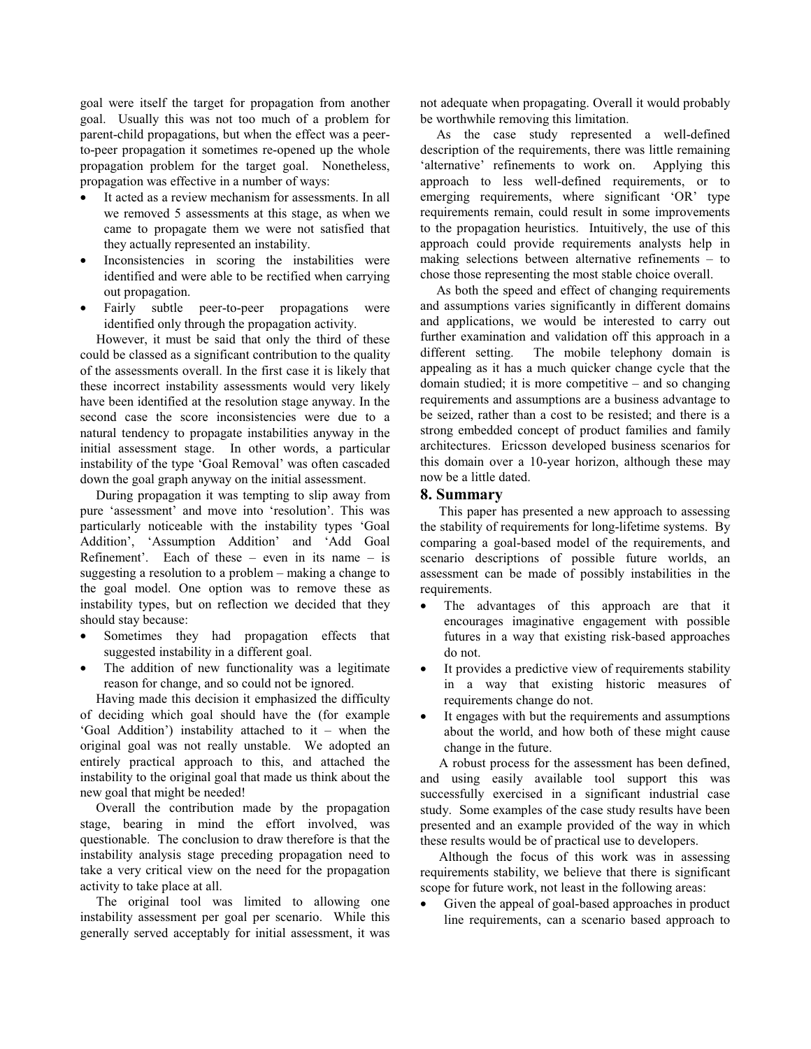goal were itself the target for propagation from another goal. Usually this was not too much of a problem for parent-child propagations, but when the effect was a peer-to-peer propagation it sometimes re-opened up the whole propagation problem for the target goal. Nonetheless, propagation was effective in a number of ways:

- It acted as a review mechanism for assessments. In all we removed 5 assessments at this stage, as when we came to propagate them we were not satisfied that they actually represented an instability.
- Inconsistencies in scoring the instabilities were identified and were able to be rectified when carrying out propagation.
- Fairly subtle peer-to-peer propagations were identified only through the propagation activity.

However, it must be said that only the third of these could be classed as a significant contribution to the quality of the assessments overall. In the first case it is likely that these incorrect instability assessments would very likely have been identified at the resolution stage anyway. In the second case the score inconsistencies were due to a natural tendency to propagate instabilities anyway in the initial assessment stage. In other words, a particular instability of the type 'Goal Removal' was often cascaded down the goal graph anyway on the initial assessment.

During propagation it was tempting to slip away from pure 'assessment' and move into 'resolution'. This was particularly noticeable with the instability types 'Goal Addition', 'Assumption Addition' and 'Add Goal Refinement'. Each of these – even in its name – is suggesting a resolution to a problem – making a change to the goal model. One option was to remove these as instability types, but on reflection we decided that they should stay because:

- Sometimes they had propagation effects that suggested instability in a different goal.
- The addition of new functionality was a legitimate reason for change, and so could not be ignored.

Having made this decision it emphasized the difficulty of deciding which goal should have the (for example 'Goal Addition') instability attached to it – when the original goal was not really unstable. We adopted an entirely practical approach to this, and attached the instability to the original goal that made us think about the new goal that might be needed!

Overall the contribution made by the propagation stage, bearing in mind the effort involved, was questionable. The conclusion to draw therefore is that the instability analysis stage preceding propagation need to take a very critical view on the need for the propagation activity to take place at all.

The original tool was limited to allowing one instability assessment per goal per scenario. While this generally served acceptably for initial assessment, it was not adequate when propagating. Overall it would probably be worthwhile removing this limitation.

As the case study represented a well-defined description of the requirements, there was little remaining 'alternative' refinements to work on. Applying this approach to less well-defined requirements, or to emerging requirements, where significant 'OR' type requirements remain, could result in some improvements to the propagation heuristics. Intuitively, the use of this approach could provide requirements analysts help in making selections between alternative refinements – to chose those representing the most stable choice overall.

As both the speed and effect of changing requirements and assumptions varies significantly in different domains and applications, we would be interested to carry out further examination and validation off this approach in a different setting. The mobile telephony domain is appealing as it has a much quicker change cycle that the domain studied; it is more competitive – and so changing requirements and assumptions are a business advantage to be seized, rather than a cost to be resisted; and there is a strong embedded concept of product families and family architectures. Ericsson developed business scenarios for this domain over a 10-year horizon, although these may now be a little dated.

## 8. Summary

This paper has presented a new approach to assessing the stability of requirements for long-lifetime systems. By comparing a goal-based model of the requirements, and scenario descriptions of possible future worlds, an assessment can be made of possibly instabilities in the requirements.

- The advantages of this approach are that it encourages imaginative engagement with possible futures in a way that existing risk-based approaches do not.
- It provides a predictive view of requirements stability in a way that existing historic measures of requirements change do not.
- It engages with but the requirements and assumptions about the world, and how both of these might cause change in the future.

A robust process for the assessment has been defined, and using easily available tool support this was successfully exercised in a significant industrial case study. Some examples of the case study results have been presented and an example provided of the way in which these results would be of practical use to developers.

Although the focus of this work was in assessing requirements stability, we believe that there is significant scope for future work, not least in the following areas:

- Given the appeal of goal-based approaches in product line requirements, can a scenario based approach to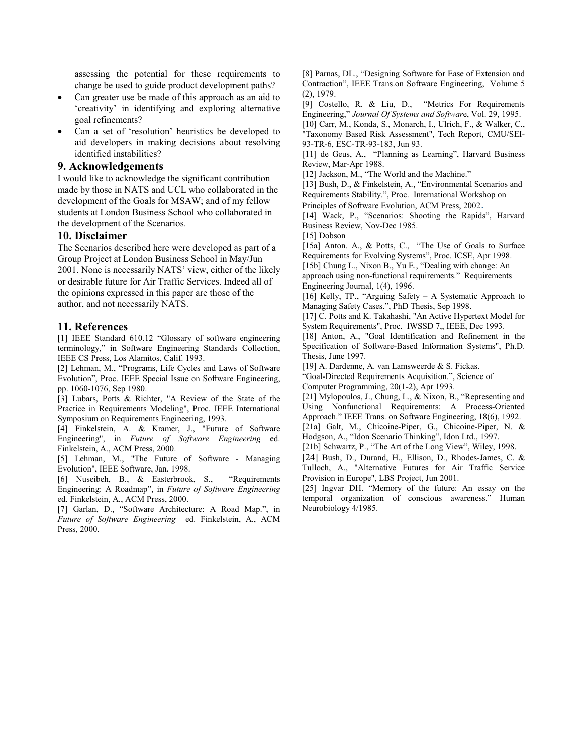assessing the potential for these requirements to change be used to guide product development paths?

- Can greater use be made of this approach as an aid to 'creativity' in identifying and exploring alternative goal refinements?
- Can a set of 'resolution' heuristics be developed to aid developers in making decisions about resolving identified instabilities?

## 9. Acknowledgements

I would like to acknowledge the significant contribution made by those in NATS and UCL who collaborated in the development of the Goals for MSAW; and of my fellow students at London Business School who collaborated in the development of the Scenarios.

## 10. Disclaimer

The Scenarios described here were developed as part of a Group Project at London Business School in May/Jun 2001. None is necessarily NATS' view, either of the likely or desirable future for Air Traffic Services. Indeed all of the opinions expressed in this paper are those of the author, and not necessarily NATS.

## 11. References

[1] IEEE Standard 610.12 "Glossary of software engineering terminology," in Software Engineering Standards Collection, IEEE CS Press, Los Alamitos, Calif. 1993.

[2] Lehman, M., "Programs, Life Cycles and Laws of Software Evolution", Proc. IEEE Special Issue on Software Engineering, pp. 1060-1076, Sep 1980.

[3] Lubars, Potts & Richter, "A Review of the State of the Practice in Requirements Modeling", Proc. IEEE International Symposium on Requirements Engineering, 1993.

[4] Finkelstein, A. & Kramer, J., "Future of Software Engineering", in *Future of Software Engineering* ed. Finkelstein, A., ACM Press, 2000.

[5] Lehman, M., "The Future of Software - Managing Evolution", IEEE Software, Jan. 1998.

[6] Nuseibeh, B., & Easterbrook, S., "Requirements Engineering: A Roadmap", in *Future of Software Engineering* ed. Finkelstein, A., ACM Press, 2000.

[7] Garlan, D., "Software Architecture: A Road Map.", in *Future of Software Engineering* ed. Finkelstein, A., ACM Press, 2000.

[8] Parnas, DL., "Designing Software for Ease of Extension and Contraction", IEEE Trans.on Software Engineering, Volume 5 (2), 1979.

[9] Costello, R. & Liu, D., "Metrics For Requirements Engineering," *Journal Of Systems and Software*, Vol. 29, 1995.

[10] Carr, M., Konda, S., Monarch, I., Ulrich, F., & Walker, C., "Taxonomy Based Risk Assessment", Tech Report, CMU/SEI-93-TR-6, ESC-TR-93-183, Jun 93.

[11] de Geus, A., "Planning as Learning", Harvard Business Review, Mar-Apr 1988.

[12] Jackson, M., "The World and the Machine."

[13] Bush, D., & Finkelstein, A., "Environmental Scenarios and Requirements Stability.", Proc. International Workshop on Principles of Software Evolution, ACM Press, 2002.

[14] Wack, P., "Scenarios: Shooting the Rapids", Harvard Business Review, Nov-Dec 1985.

[15] Dobson

[15a] Anton. A., & Potts, C., "The Use of Goals to Surface Requirements for Evolving Systems", Proc. ICSE, Apr 1998.

[15b] Chung L., Nixon B., Yu E., "Dealing with change: An approach using non-functional requirements." Requirements Engineering Journal, 1(4), 1996.

[16] Kelly, TP., "Arguing Safety – A Systematic Approach to Managing Safety Cases.", PhD Thesis, Sep 1998.

[17] C. Potts and K. Takahashi, "An Active Hypertext Model for System Requirements", Proc. IWSSD 7,, IEEE, Dec 1993.

[18] Anton, A., "Goal Identification and Refinement in the Specification of Software-Based Information Systems", Ph.D. Thesis, June 1997.

[19] A. Dardenne, A. van Lamsweerde & S. Fickas. "Goal-Directed Requirements Acquisition.", Science of Computer Programming, 20(1-2), Apr 1993.

[21] Mylopoulos, J., Chung, L., & Nixon, B., "Representing and Using Nonfunctional Requirements: A Process-Oriented Approach." IEEE Trans. on Software Engineering, 18(6), 1992.

[21a] Galt, M., Chicoine-Piper, G., Chicoine-Piper, N. & Hodgson, A., "Idon Scenario Thinking", Idon Ltd., 1997.

[21b] Schwartz, P., "The Art of the Long View", Wiley, 1998.

[24] Bush, D., Durand, H., Ellison, D., Rhodes-James, C. & Tulloch, A., "Alternative Futures for Air Traffic Service Provision in Europe", LBS Project, Jun 2001.

[25] Ingvar DH. "Memory of the future: An essay on the temporal organization of conscious awareness." Human Neurobiology 4/1985.